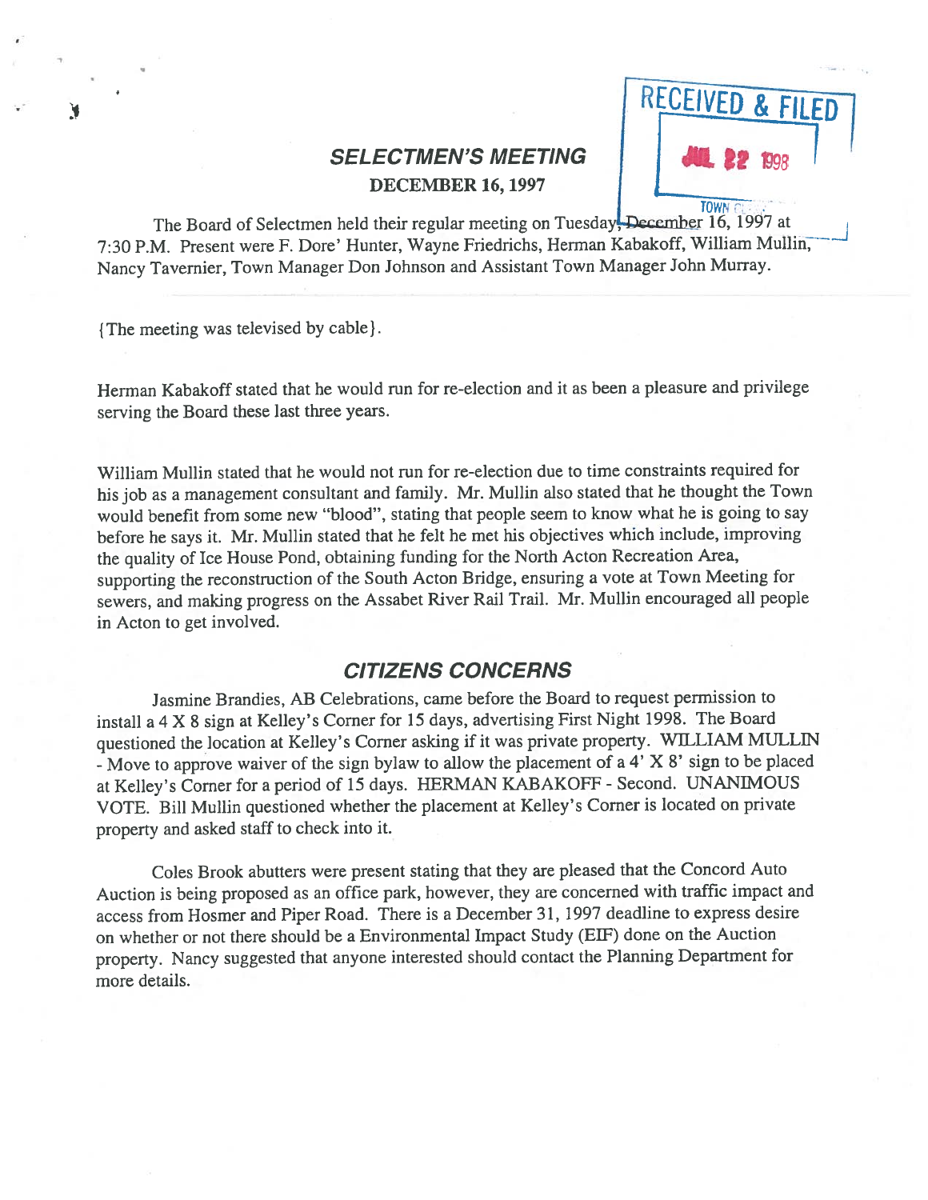# SELECTMEN'S MEETING

**DECEMBER 16, 1997**

RECEIVED & FILED
JUL 22 1998
TOWN CLERK

The Board of Selectmen held their regular meeting on Tuesday, December 16, 1997 at 7:30 P.M. Present were F. Dore' Hunter, Wayne Friedrichs, Herman Kabakoff, William Mullin, Nancy Tavernier, Town Manager Don Johnson and Assistant Town Manager John Murray.

{The meeting was televised by cable}.

Herman Kabakoff stated that he would run for re-election and it as been a pleasure and privilege serving the Board these last three years.

William Mullin stated that he would not run for re-election due to time constraints required for his job as a management consultant and family. Mr. Mullin also stated that he thought the Town would benefit from some new "blood", stating that people seem to know what he is going to say before he says it. Mr. Mullin stated that he felt he met his objectives which include, improving the quality of Ice House Pond, obtaining funding for the North Acton Recreation Area, supporting the reconstruction of the South Acton Bridge, ensuring a vote at Town Meeting for sewers, and making progress on the Assabet River Rail Trail. Mr. Mullin encouraged all people in Acton to get involved.

## CITIZENS CONCERNS

Jasmine Brandies, AB Celebrations, came before the Board to request permission to install a 4 X 8 sign at Kelley's Corner for 15 days, advertising First Night 1998. The Board questioned the location at Kelley's Corner asking if it was private property. WILLIAM MULLIN - Move to approve waiver of the sign bylaw to allow the placement of a 4' X 8' sign to be placed at Kelley's Corner for a period of 15 days. HERMAN KABAKOFF - Second. UNANIMOUS VOTE. Bill Mullin questioned whether the placement at Kelley's Corner is located on private property and asked staff to check into it.

Coles Brook abutters were present stating that they are pleased that the Concord Auto Auction is being proposed as an office park, however, they are concerned with traffic impact and access from Hosmer and Piper Road. There is a December 31, 1997 deadline to express desire on whether or not there should be a Environmental Impact Study (EIF) done on the Auction property. Nancy suggested that anyone interested should contact the Planning Department for more details.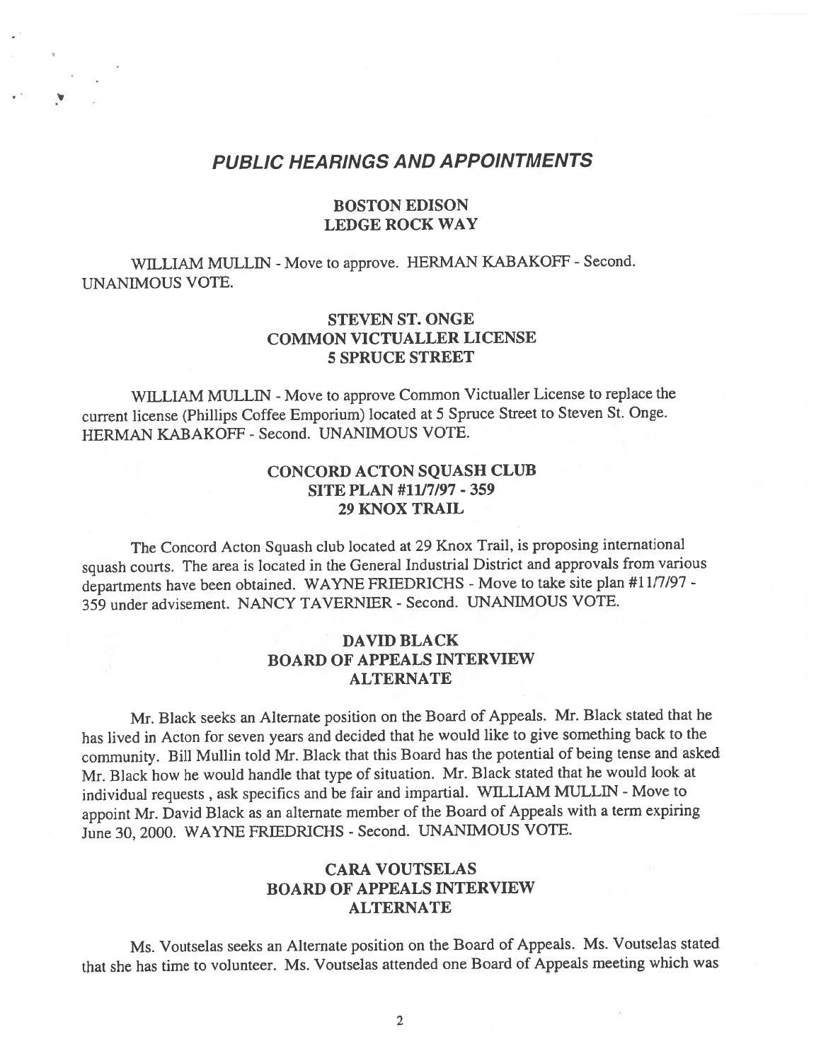## *PUBLIC HEARINGS AND APPOINTMENTS*

### BOSTON EDISON
### LEDGE ROCK WAY

WILLIAM MULLIN - Move to approve. HERMAN KABAKOFF - Second. UNANIMOUS VOTE.

### STEVEN ST. ONGE
### COMMON VICTUALLER LICENSE
### 5 SPRUCE STREET

WILLIAM MULLIN - Move to approve Common Victualler License to replace the current license (Phillips Coffee Emporium) located at 5 Spruce Street to Steven St. Onge. HERMAN KABAKOFF - Second. UNANIMOUS VOTE.

### CONCORD ACTON SQUASH CLUB
### SITE PLAN #11/7/97 - 359
### 29 KNOX TRAIL

The Concord Acton Squash club located at 29 Knox Trail, is proposing international squash courts. The area is located in the General Industrial District and approvals from various departments have been obtained. WAYNE FRIEDRICHS - Move to take site plan #11/7/97 - 359 under advisement. NANCY TAVERNIER - Second. UNANIMOUS VOTE.

### DAVID BLACK
### BOARD OF APPEALS INTERVIEW
### ALTERNATE

Mr. Black seeks an Alternate position on the Board of Appeals. Mr. Black stated that he has lived in Acton for seven years and decided that he would like to give something back to the community. Bill Mullin told Mr. Black that this Board has the potential of being tense and asked Mr. Black how he would handle that type of situation. Mr. Black stated that he would look at individual requests , ask specifics and be fair and impartial. WILLIAM MULLIN - Move to appoint Mr. David Black as an alternate member of the Board of Appeals with a term expiring June 30, 2000. WAYNE FRIEDRICHS - Second. UNANIMOUS VOTE.

### CARA VOUTSELAS
### BOARD OF APPEALS INTERVIEW
### ALTERNATE

Ms. Voutselas seeks an Alternate position on the Board of Appeals. Ms. Voutselas stated that she has time to volunteer. Ms. Voutselas attended one Board of Appeals meeting which was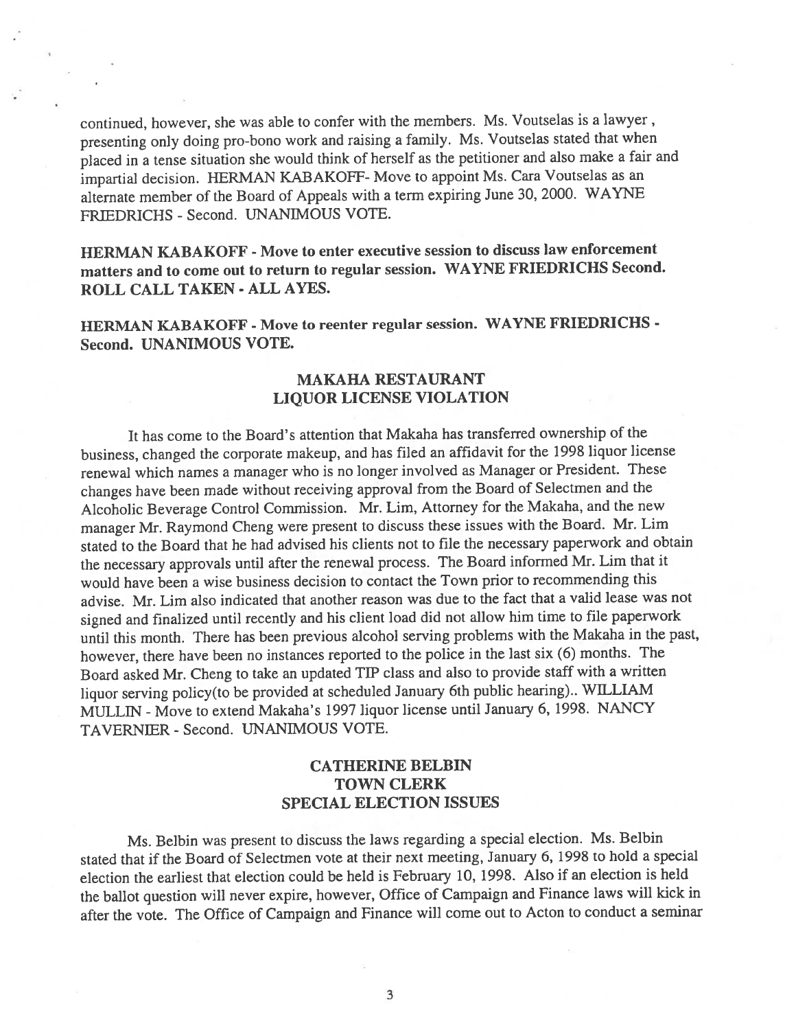continued, however, she was able to confer with the members. Ms. Voutselas is a lawyer , presenting only doing pro-bono work and raising a family. Ms. Voutselas stated that when placed in a tense situation she would think of herself as the petitioner and also make a fair and impartial decision. HERMAN KABAKOFF- Move to appoint Ms. Cara Voutselas as an alternate member of the Board of Appeals with a term expiring June 30, 2000. WAYNE FRIEDRICHS - Second. UNANIMOUS VOTE.

**HERMAN KABAKOFF - Move to enter executive session to discuss law enforcement matters and to come out to return to regular session. WAYNE FRIEDRICHS Second. ROLL CALL TAKEN - ALL AYES.**

**HERMAN KABAKOFF - Move to reenter regular session. WAYNE FRIEDRICHS - Second. UNANIMOUS VOTE.**

## MAKAHA RESTAURANT
## LIQUOR LICENSE VIOLATION

It has come to the Board's attention that Makaha has transferred ownership of the business, changed the corporate makeup, and has filed an affidavit for the 1998 liquor license renewal which names a manager who is no longer involved as Manager or President. These changes have been made without receiving approval from the Board of Selectmen and the Alcoholic Beverage Control Commission. Mr. Lim, Attorney for the Makaha, and the new manager Mr. Raymond Cheng were present to discuss these issues with the Board. Mr. Lim stated to the Board that he had advised his clients not to file the necessary paperwork and obtain the necessary approvals until after the renewal process. The Board informed Mr. Lim that it would have been a wise business decision to contact the Town prior to recommending this advise. Mr. Lim also indicated that another reason was due to the fact that a valid lease was not signed and finalized until recently and his client load did not allow him time to file paperwork until this month. There has been previous alcohol serving problems with the Makaha in the past, however, there have been no instances reported to the police in the last six (6) months. The Board asked Mr. Cheng to take an updated TIP class and also to provide staff with a written liquor serving policy(to be provided at scheduled January 6th public hearing).. WILLIAM MULLIN - Move to extend Makaha's 1997 liquor license until January 6, 1998. NANCY TAVERNIER - Second. UNANIMOUS VOTE.

## CATHERINE BELBIN
## TOWN CLERK
## SPECIAL ELECTION ISSUES

Ms. Belbin was present to discuss the laws regarding a special election. Ms. Belbin stated that if the Board of Selectmen vote at their next meeting, January 6, 1998 to hold a special election the earliest that election could be held is February 10, 1998. Also if an election is held the ballot question will never expire, however, Office of Campaign and Finance laws will kick in after the vote. The Office of Campaign and Finance will come out to Acton to conduct a seminar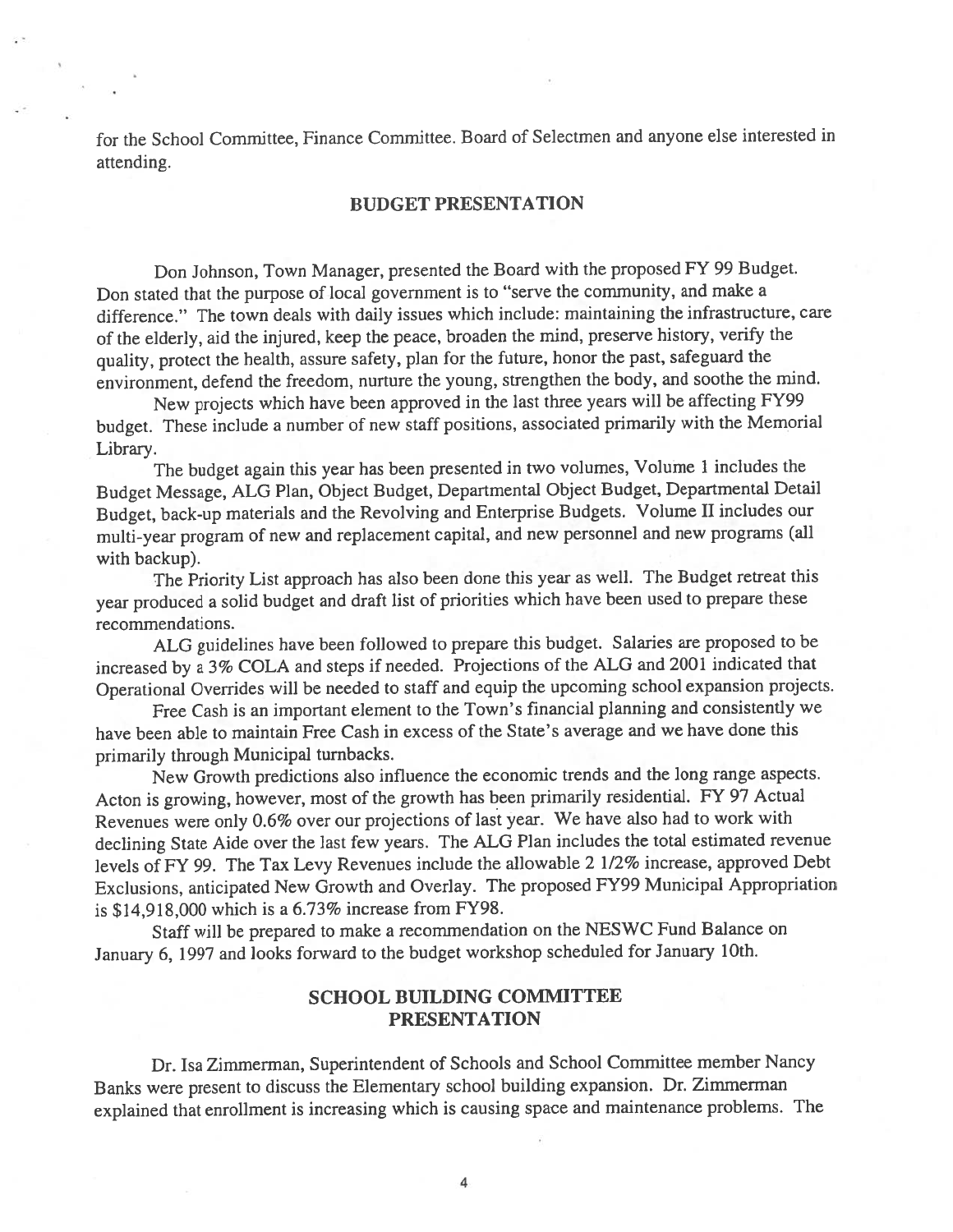for the School Committee, Finance Committee. Board of Selectmen and anyone else interested in attending.

## BUDGET PRESENTATION

Don Johnson, Town Manager, presented the Board with the proposed FY 99 Budget. Don stated that the purpose of local government is to "serve the community, and make a difference." The town deals with daily issues which include: maintaining the infrastructure, care of the elderly, aid the injured, keep the peace, broaden the mind, preserve history, verify the quality, protect the health, assure safety, plan for the future, honor the past, safeguard the environment, defend the freedom, nurture the young, strengthen the body, and soothe the mind.

New projects which have been approved in the last three years will be affecting FY99 budget. These include a number of new staff positions, associated primarily with the Memorial Library.

The budget again this year has been presented in two volumes, Volume 1 includes the Budget Message, ALG Plan, Object Budget, Departmental Object Budget, Departmental Detail Budget, back-up materials and the Revolving and Enterprise Budgets. Volume II includes our multi-year program of new and replacement capital, and new personnel and new programs (all with backup).

The Priority List approach has also been done this year as well. The Budget retreat this year produced a solid budget and draft list of priorities which have been used to prepare these recommendations.

ALG guidelines have been followed to prepare this budget. Salaries are proposed to be increased by a 3% COLA and steps if needed. Projections of the ALG and 2001 indicated that Operational Overrides will be needed to staff and equip the upcoming school expansion projects.

Free Cash is an important element to the Town's financial planning and consistently we have been able to maintain Free Cash in excess of the State's average and we have done this primarily through Municipal turnbacks.

New Growth predictions also influence the economic trends and the long range aspects. Acton is growing, however, most of the growth has been primarily residential. FY 97 Actual Revenues were only 0.6% over our projections of last year. We have also had to work with declining State Aide over the last few years. The ALG Plan includes the total estimated revenue levels of FY 99. The Tax Levy Revenues include the allowable 2 1/2% increase, approved Debt Exclusions, anticipated New Growth and Overlay. The proposed FY99 Municipal Appropriation is $14,918,000 which is a 6.73% increase from FY98.

Staff will be prepared to make a recommendation on the NESWC Fund Balance on January 6, 1997 and looks forward to the budget workshop scheduled for January 10th.

## SCHOOL BUILDING COMMITTEE PRESENTATION

Dr. Isa Zimmerman, Superintendent of Schools and School Committee member Nancy Banks were present to discuss the Elementary school building expansion. Dr. Zimmerman explained that enrollment is increasing which is causing space and maintenance problems. The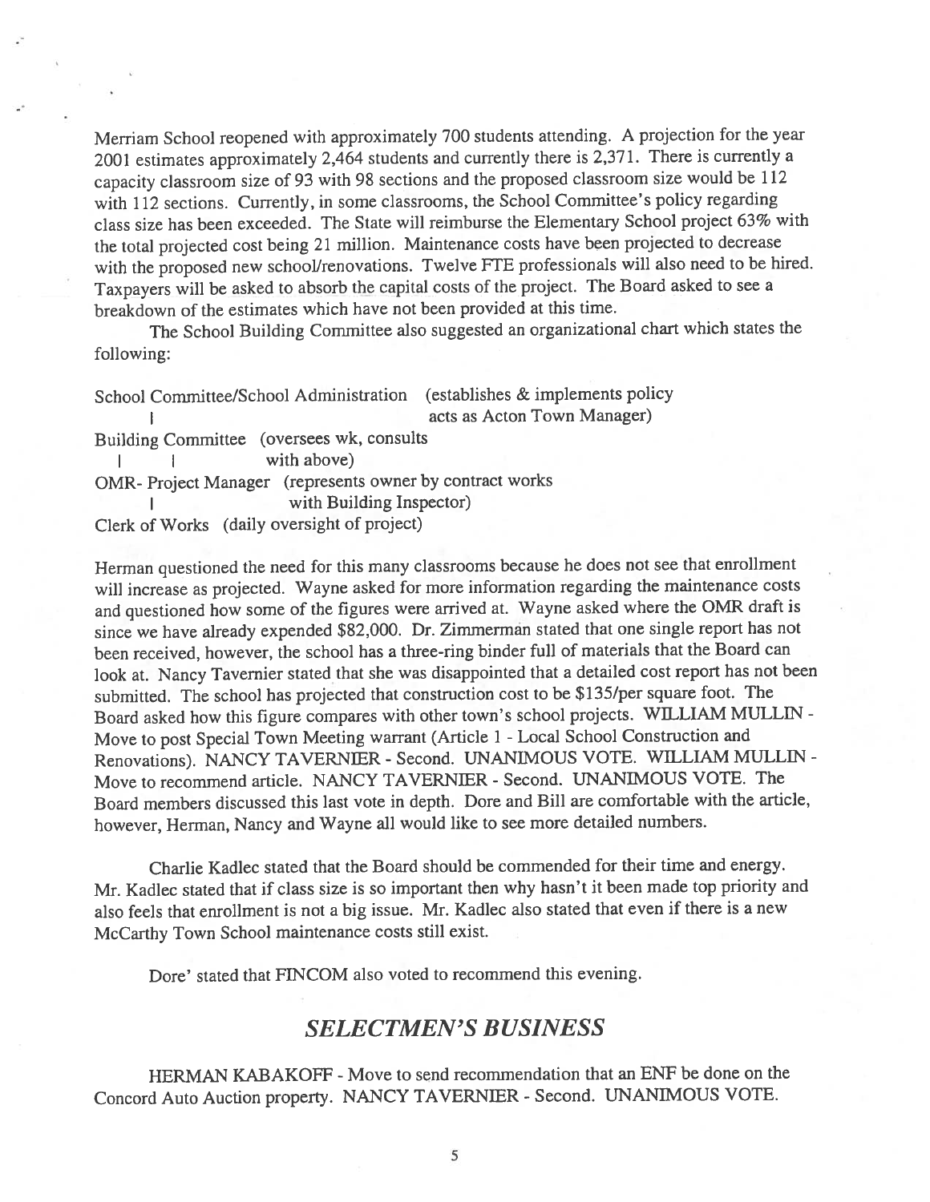Merriam School reopened with approximately 700 students attending. A projection for the year 2001 estimates approximately 2,464 students and currently there is 2,371. There is currently a capacity classroom size of 93 with 98 sections and the proposed classroom size would be 112 with 112 sections. Currently, in some classrooms, the School Committee's policy regarding class size has been exceeded. The State will reimburse the Elementary School project 63% with the total projected cost being 21 million. Maintenance costs have been projected to decrease with the proposed new school/renovations. Twelve FTE professionals will also need to be hired. Taxpayers will be asked to absorb the capital costs of the project. The Board asked to see a breakdown of the estimates which have not been provided at this time.

The School Building Committee also suggested an organizational chart which states the following:

```
School Committee/School Administration   (establishes & implements policy
        |                                  acts as Acton Town Manager)
Building Committee  (oversees wk, consults
   |     |              with above)
OMR- Project Manager  (represents owner by contract works
        |                  with Building Inspector)
Clerk of Works  (daily oversight of project)
```

Herman questioned the need for this many classrooms because he does not see that enrollment will increase as projected. Wayne asked for more information regarding the maintenance costs and questioned how some of the figures were arrived at. Wayne asked where the OMR draft is since we have already expended $82,000. Dr. Zimmerman stated that one single report has not been received, however, the school has a three-ring binder full of materials that the Board can look at. Nancy Tavernier stated that she was disappointed that a detailed cost report has not been submitted. The school has projected that construction cost to be $135/per square foot. The Board asked how this figure compares with other town's school projects. WILLIAM MULLIN - Move to post Special Town Meeting warrant (Article 1 - Local School Construction and Renovations). NANCY TAVERNIER - Second. UNANIMOUS VOTE. WILLIAM MULLIN - Move to recommend article. NANCY TAVERNIER - Second. UNANIMOUS VOTE. The Board members discussed this last vote in depth. Dore and Bill are comfortable with the article, however, Herman, Nancy and Wayne all would like to see more detailed numbers.

Charlie Kadlec stated that the Board should be commended for their time and energy. Mr. Kadlec stated that if class size is so important then why hasn't it been made top priority and also feels that enrollment is not a big issue. Mr. Kadlec also stated that even if there is a new McCarthy Town School maintenance costs still exist.

Dore' stated that FINCOM also voted to recommend this evening.

## *SELECTMEN'S BUSINESS*

HERMAN KABAKOFF - Move to send recommendation that an ENF be done on the Concord Auto Auction property. NANCY TAVERNIER - Second. UNANIMOUS VOTE.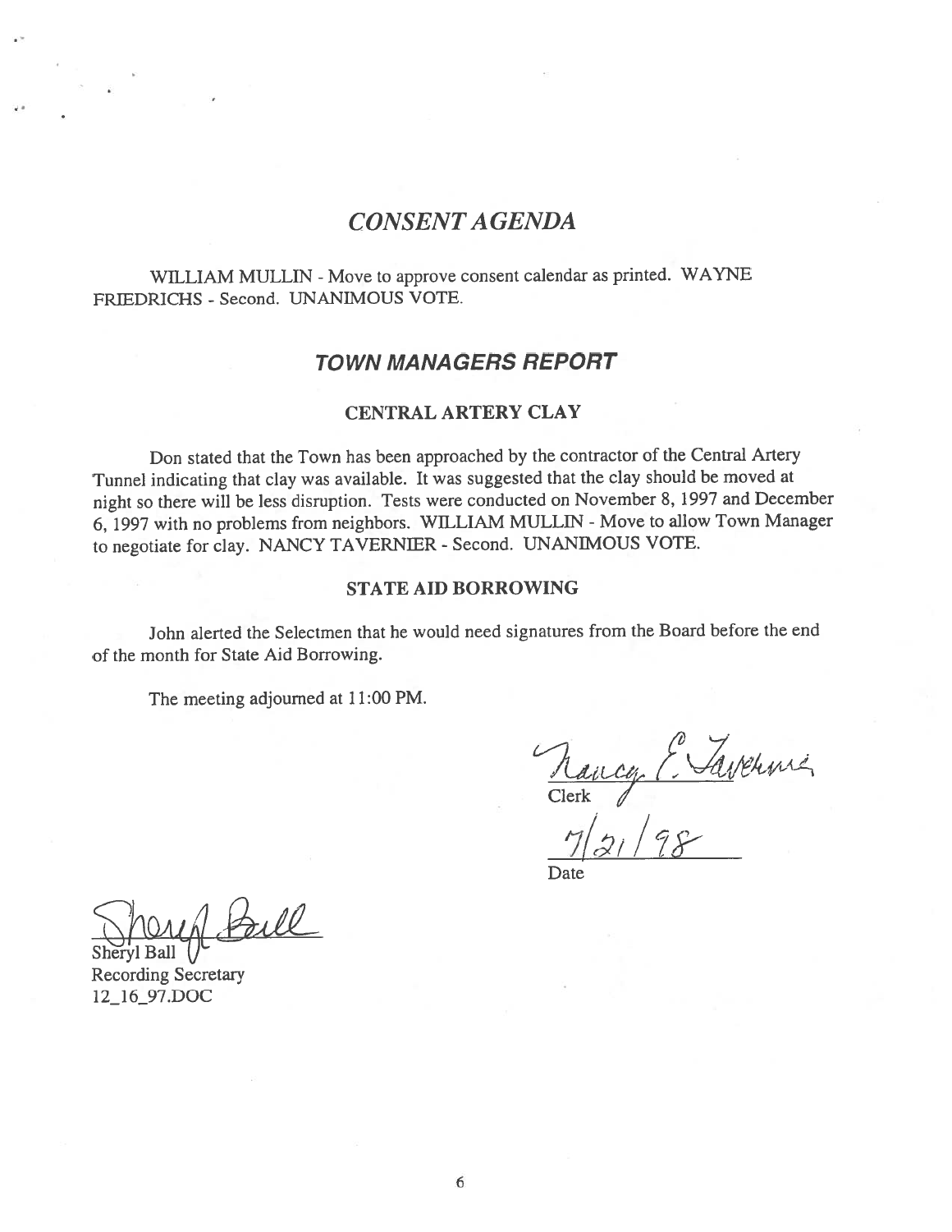## *CONSENT AGENDA*

WILLIAM MULLIN - Move to approve consent calendar as printed. WAYNE FRIEDRICHS - Second. UNANIMOUS VOTE.

## ***TOWN MANAGERS REPORT***

### CENTRAL ARTERY CLAY

Don stated that the Town has been approached by the contractor of the Central Artery Tunnel indicating that clay was available. It was suggested that the clay should be moved at night so there will be less disruption. Tests were conducted on November 8, 1997 and December 6, 1997 with no problems from neighbors. WILLIAM MULLIN - Move to allow Town Manager to negotiate for clay. NANCY TAVERNIER - Second. UNANIMOUS VOTE.

### STATE AID BORROWING

John alerted the Selectmen that he would need signatures from the Board before the end of the month for State Aid Borrowing.

The meeting adjourned at 11:00 PM.

Nancy E. Tavernier
Clerk

7/21/98
Date

Sheryl Ball
Sheryl Ball
Recording Secretary
12_16_97.DOC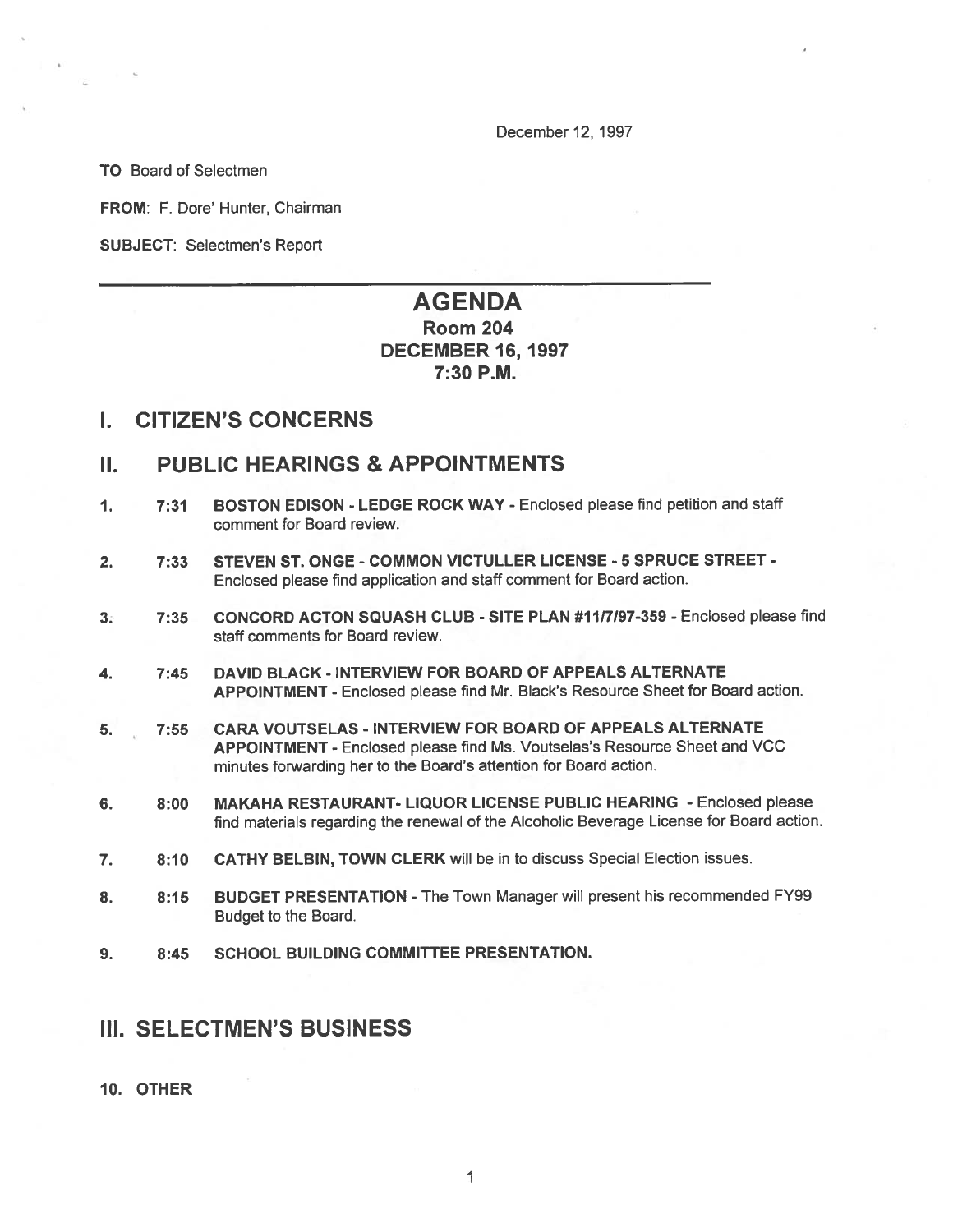December 12, 1997

**TO** Board of Selectmen

**FROM**: F. Dore' Hunter, Chairman

**SUBJECT**: Selectmen's Report

---

# AGENDA

## Room 204
## DECEMBER 16, 1997
## 7:30 P.M.

## I. CITIZEN'S CONCERNS

## II. PUBLIC HEARINGS & APPOINTMENTS

1. **7:31** **BOSTON EDISON - LEDGE ROCK WAY** - Enclosed please find petition and staff comment for Board review.

2. **7:33** **STEVEN ST. ONGE - COMMON VICTULLER LICENSE - 5 SPRUCE STREET** - Enclosed please find application and staff comment for Board action.

3. **7:35** **CONCORD ACTON SQUASH CLUB - SITE PLAN #11/7/97-359** - Enclosed please find staff comments for Board review.

4. **7:45** **DAVID BLACK - INTERVIEW FOR BOARD OF APPEALS ALTERNATE APPOINTMENT** - Enclosed please find Mr. Black's Resource Sheet for Board action.

5. **7:55** **CARA VOUTSELAS - INTERVIEW FOR BOARD OF APPEALS ALTERNATE APPOINTMENT** - Enclosed please find Ms. Voutselas's Resource Sheet and VCC minutes forwarding her to the Board's attention for Board action.

6. **8:00** **MAKAHA RESTAURANT- LIQUOR LICENSE PUBLIC HEARING** - Enclosed please find materials regarding the renewal of the Alcoholic Beverage License for Board action.

7. **8:10** **CATHY BELBIN, TOWN CLERK** will be in to discuss Special Election issues.

8. **8:15** **BUDGET PRESENTATION** - The Town Manager will present his recommended FY99 Budget to the Board.

9. **8:45** **SCHOOL BUILDING COMMITTEE PRESENTATION.**

## III. SELECTMEN'S BUSINESS

10. **OTHER**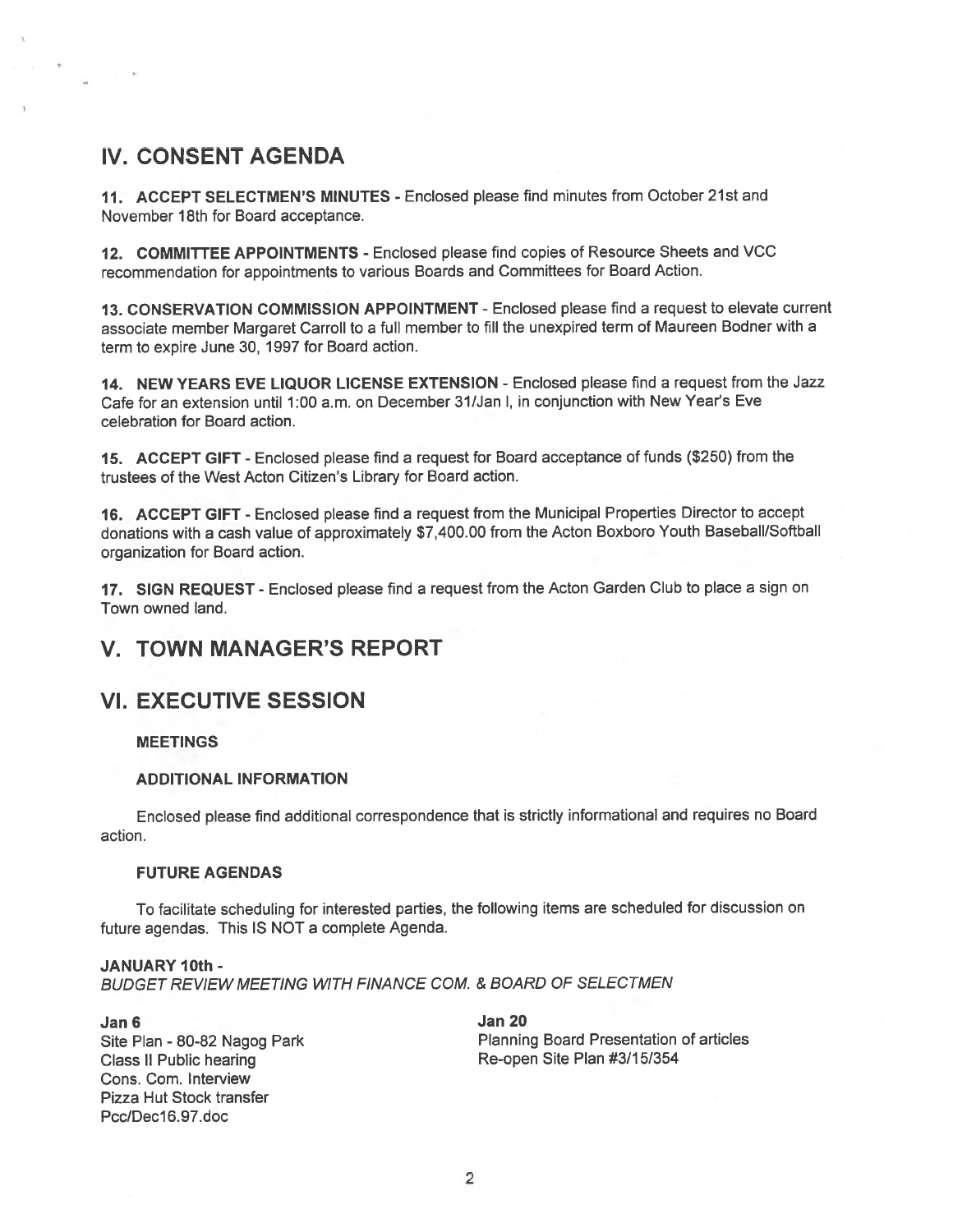## IV. CONSENT AGENDA

**11. ACCEPT SELECTMEN'S MINUTES** - Enclosed please find minutes from October 21st and November 18th for Board acceptance.

**12. COMMITTEE APPOINTMENTS** - Enclosed please find copies of Resource Sheets and VCC recommendation for appointments to various Boards and Committees for Board Action.

**13. CONSERVATION COMMISSION APPOINTMENT** - Enclosed please find a request to elevate current associate member Margaret Carroll to a full member to fill the unexpired term of Maureen Bodner with a term to expire June 30, 1997 for Board action.

**14. NEW YEARS EVE LIQUOR LICENSE EXTENSION** - Enclosed please find a request from the Jazz Cafe for an extension until 1:00 a.m. on December 31/Jan I, in conjunction with New Year's Eve celebration for Board action.

**15. ACCEPT GIFT** - Enclosed please find a request for Board acceptance of funds ($250) from the trustees of the West Acton Citizen's Library for Board action.

**16. ACCEPT GIFT** - Enclosed please find a request from the Municipal Properties Director to accept donations with a cash value of approximately $7,400.00 from the Acton Boxboro Youth Baseball/Softball organization for Board action.

**17. SIGN REQUEST** - Enclosed please find a request from the Acton Garden Club to place a sign on Town owned land.

## V. TOWN MANAGER'S REPORT

## VI. EXECUTIVE SESSION

**MEETINGS**

**ADDITIONAL INFORMATION**

Enclosed please find additional correspondence that is strictly informational and requires no Board action.

**FUTURE AGENDAS**

To facilitate scheduling for interested parties, the following items are scheduled for discussion on future agendas. This IS NOT a complete Agenda.

**JANUARY 10th** -
*BUDGET REVIEW MEETING WITH FINANCE COM. & BOARD OF SELECTMEN*

**Jan 6**
Site Plan - 80-82 Nagog Park
Class II Public hearing
Cons. Com. Interview
Pizza Hut Stock transfer
Pcc/Dec16.97.doc

**Jan 20**
Planning Board Presentation of articles
Re-open Site Plan #3/15/354